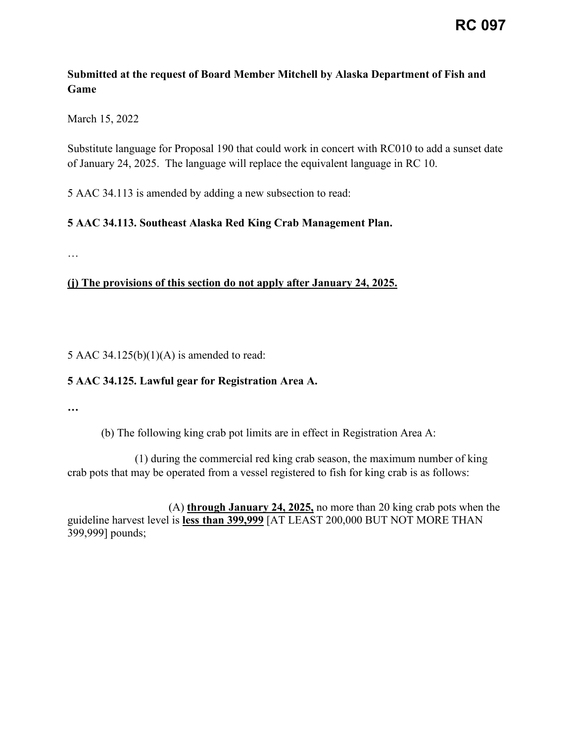**RC 097**

**Submitted at the request of Board Member Mitchell by Alaska Department of Fish and Game**

March 15, 2022

Substitute language for Proposal 190 that could work in concert with RC010 to add a sunset date of January 24, 2025. The language will replace the equivalent language in RC 10.

5 AAC 34.113 is amended by adding a new subsection to read:

**5 AAC 34.113. Southeast Alaska Red King Crab Management Plan.**

…

<u>**(j) The provisions of this section do not apply after January 24, 2025.**</u>

5 AAC 34.125(b)(1)(A) is amended to read:

**5 AAC 34.125. Lawful gear for Registration Area A.**

**…**

(b) The following king crab pot limits are in effect in Registration Area A:

(1) during the commercial red king crab season, the maximum number of king crab pots that may be operated from a vessel registered to fish for king crab is as follows:

(A) <u>**through January 24, 2025,**</u> no more than 20 king crab pots when the guideline harvest level is <u>**less than 399,999**</u> [AT LEAST 200,000 BUT NOT MORE THAN 399,999] pounds;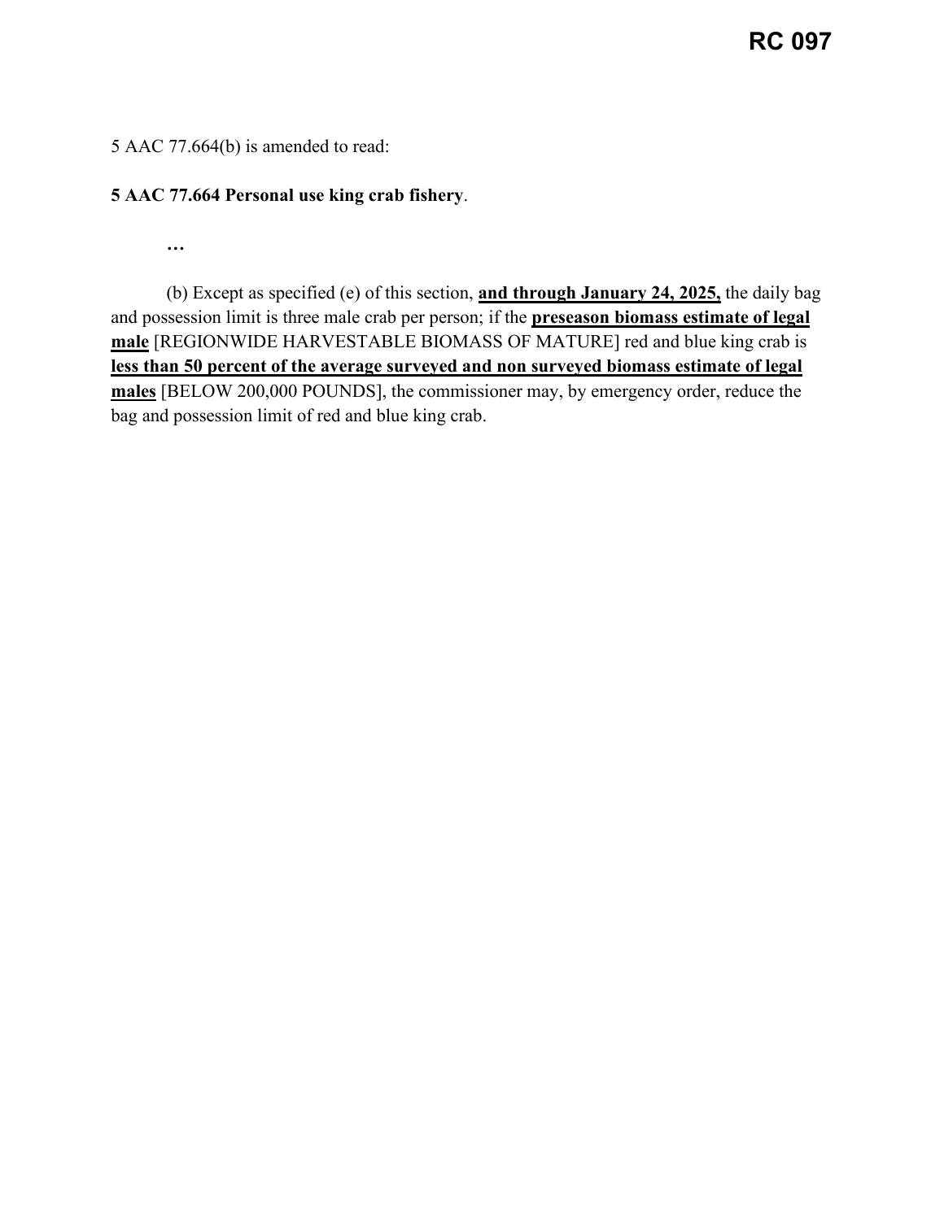5 AAC 77.664(b) is amended to read:

**5 AAC 77.664 Personal use king crab fishery**.

**…**

(b) Except as specified (e) of this section, **<u>and through January 24, 2025,</u>** the daily bag and possession limit is three male crab per person; if the **<u>preseason biomass estimate of legal male</u>** [REGIONWIDE HARVESTABLE BIOMASS OF MATURE] red and blue king crab is **<u>less than 50 percent of the average surveyed and non surveyed biomass estimate of legal males</u>** [BELOW 200,000 POUNDS], the commissioner may, by emergency order, reduce the bag and possession limit of red and blue king crab.